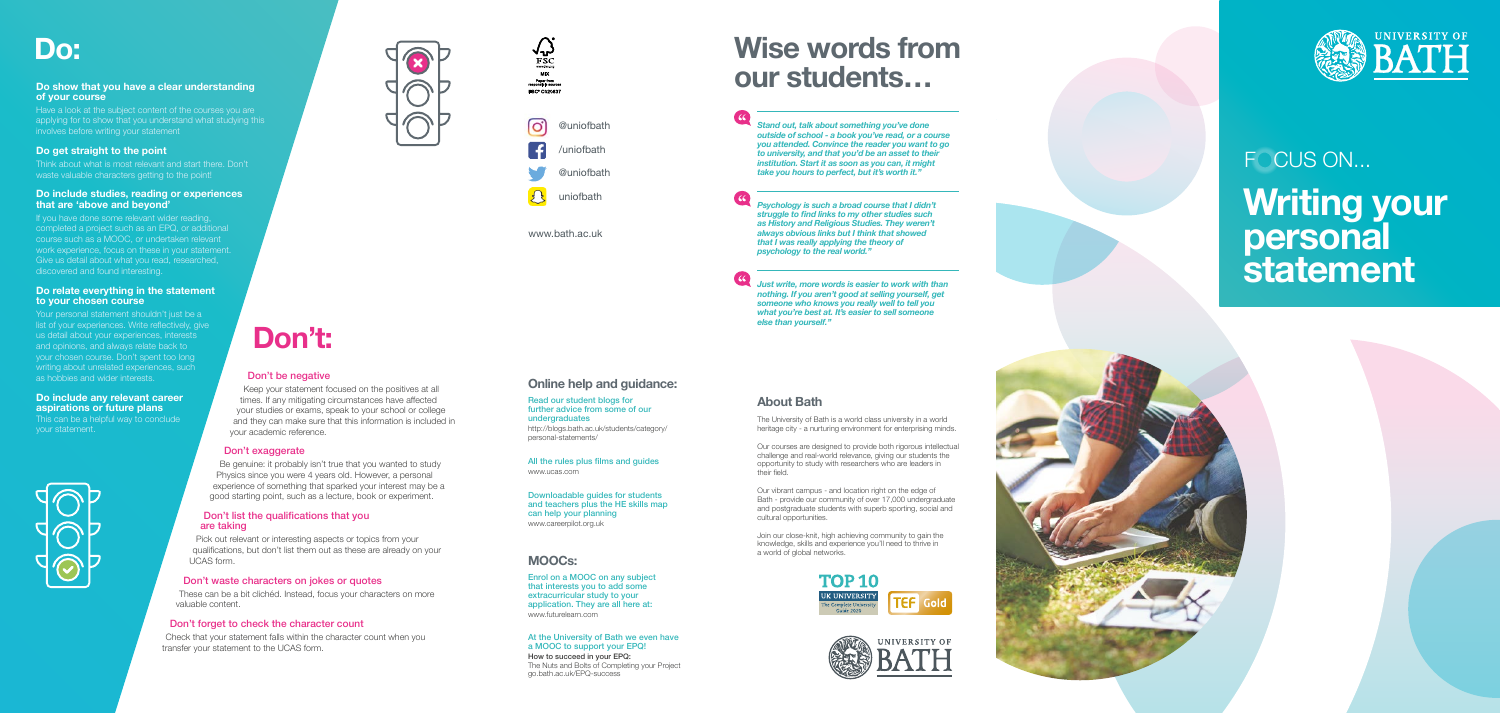# Do:

### Do show that you have a clear understanding of your course

Have a look at the subject content of the courses you are applying for to show that you understand what studying this involves before writing your statement

### Do get straight to the point

Think about what is most relevant and start there. Don't waste valuable characters getting to the point!

### Do include studies, reading or experiences that are 'above and beyond'

If you have done some relevant wider reading, completed a project such as an EPQ, or additional course such as a MOOC, or undertaken relevant work experience, focus on these in your statement. Give us detail about what you read, researched, discovered and found interesting.

### Do relate everything in the statement to your chosen course

Your personal statement shouldn't just be a list of your experiences. Write reflectively, give us detail about your experiences, interests and opinions, and always relate back to your chosen course. Don't spent too long writing about unrelated experiences, such as hobbies and wider interests.

### Do include any relevant career aspirations or future plans

This can be a helpful way to conclude your statement.

# Don't:

### Don't be negative

Keep your statement focused on the positives at all times. If any mitigating circumstances have affected your studies or exams, speak to your school or college and they can make sure that this information is included in your academic reference.

### Don't exaggerate

Be genuine: it probably isn't true that you wanted to study Physics since you were 4 years old. However, a personal experience of something that sparked your interest may be a good starting point, such as a lecture, book or experiment.

### Don't list the qualifications that you are taking

Pick out relevant or interesting aspects or topics from your qualifications, but don't list them out as these are already on your UCAS form.

### Don't waste characters on jokes or quotes

These can be a bit clichéd. Instead, focus your characters on more valuable content.

### Don't forget to check the character count

Check that your statement falls within the character count when you transfer your statement to the UCAS form.

@uniofbath

/uniofbath

@uniofbath

uniofbath

www.bath.ac.uk

## Online help and guidance:

Read our student blogs for further advice from some of our undergraduates
http://blogs.bath.ac.uk/students/category/personal-statements/

All the rules plus films and guides
www.ucas.com

Downloadable guides for students and teachers plus the HE skills map can help your planning
www.careerpilot.org.uk

## MOOCs:

Enrol on a MOOC on any subject that interests you to add some extracurricular study to your application. They are all here at:
www.futurelearn.com

At the University of Bath we even have a MOOC to support your EPQ!
**How to succeed in your EPQ:**
The Nuts and Bolts of Completing your Project
go.bath.ac.uk/EPQ-success

# Wise words from our students…

*Stand out, talk about something you've done outside of school - a book you've read, or a course you attended. Convince the reader you want to go to university, and that you'd be an asset to their institution. Start it as soon as you can, it might take you hours to perfect, but it's worth it."*

*Psychology is such a broad course that I didn't struggle to find links to my other studies such as History and Religious Studies. They weren't always obvious links but I think that showed that I was really applying the theory of psychology to the real world."*

*Just write, more words is easier to work with than nothing. If you aren't good at selling yourself, get someone who knows you really well to tell you what you're best at. It's easier to sell someone else than yourself."*

## About Bath

The University of Bath is a world class university in a world heritage city - a nurturing environment for enterprising minds.

Our courses are designed to provide both rigorous intellectual challenge and real-world relevance, giving our students the opportunity to study with researchers who are leaders in their field.

Our vibrant campus - and location right on the edge of Bath - provide our community of over 17,000 undergraduate and postgraduate students with superb sporting, social and cultural opportunities.

Join our close-knit, high achieving community to gain the knowledge, skills and experience you'll need to thrive in a world of global networks.

TOP 10 UK UNIVERSITY The Complete University Guide 2020

TEF Gold

UNIVERSITY OF BATH

FOCUS ON...

# Writing your personal statement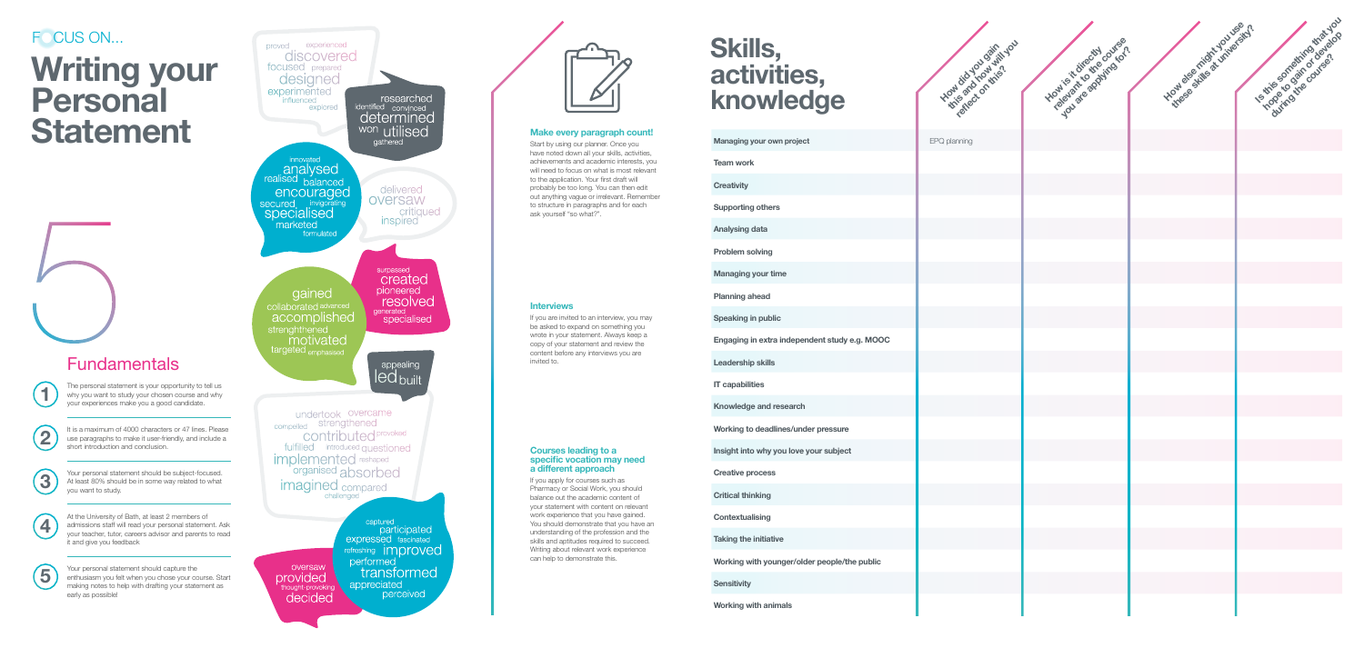# FOCUS ON...

# Writing your Personal Statement

5

## Fundamentals

1. The personal statement is your opportunity to tell us why you want to study your chosen course and why your experiences make you a good candidate.
2. It is a maximum of 4000 characters or 47 lines. Please use paragraphs to make it user-friendly, and include a short introduction and conclusion.
3. Your personal statement should be subject-focused. At least 80% should be in some way related to what you want to study.
4. At the University of Bath, at least 2 members of admissions staff will read your personal statement. Ask your teacher, tutor, careers advisor and parents to read it and give you feedback
5. Your personal statement should capture the enthusiasm you felt when you chose your course. Start making notes to help with drafting your statement as early as possible!

proved experienced discovered focused prepared designed experimented influenced explored researched identified convinced determined won utilised gathered

innovated analysed realised balanced encouraged secured invigorating specialised marketed formulated delivered oversaw critiqued inspired

gained collaborated advanced accomplished strenghthened motivated targeted emphasised surpassed created pioneered resolved generated specialised appealing led built

undertook overcame compelled strengthened contributed provoked fulfilled introduced questioned implemented reshaped organised absorbed imagined compared challenged

oversaw provided thought-provoking decided captured participated expressed fascinated refreshing improved performed transformed appreciated perceived

### Make every paragraph count!

Start by using our planner. Once you have noted down all your skills, activities, achievements and academic interests, you will need to focus on what is most relevant to the application. Your first draft will probably be too long. You can then edit out anything vague or irrelevant. Remember to structure in paragraphs and for each ask yourself "so what?".

### Interviews

If you are invited to an interview, you may be asked to expand on something you wrote in your statement. Always keep a copy of your statement and review the content before any interviews you are invited to.

### Courses leading to a specific vocation may need a different approach

If you apply for courses such as Pharmacy or Social Work, you should balance out the academic content of your statement with content on relevant work experience that you have gained. You should demonstrate that you have an understanding of the profession and the skills and aptitudes required to succeed. Writing about relevant work experience can help to demonstrate this.

# Skills, activities, knowledge

| | How did you gain this and how will you reflect on this? | How is it directly relevant to the course you are applying for? | How else might you use these skills at university? | Is this something that you hope to gain or develop during the course? |
|---|---|---|---|---|
| **Managing your own project** | EPQ planning | | | |
| **Team work** | | | | |
| **Creativity** | | | | |
| **Supporting others** | | | | |
| **Analysing data** | | | | |
| **Problem solving** | | | | |
| **Managing your time** | | | | |
| **Planning ahead** | | | | |
| **Speaking in public** | | | | |
| **Engaging in extra independent study e.g. MOOC** | | | | |
| **Leadership skills** | | | | |
| **IT capabilities** | | | | |
| **Knowledge and research** | | | | |
| **Working to deadlines/under pressure** | | | | |
| **Insight into why you love your subject** | | | | |
| **Creative process** | | | | |
| **Critical thinking** | | | | |
| **Contextualising** | | | | |
| **Taking the initiative** | | | | |
| **Working with younger/older people/the public** | | | | |
| **Sensitivity** | | | | |
| **Working with animals** | | | | |